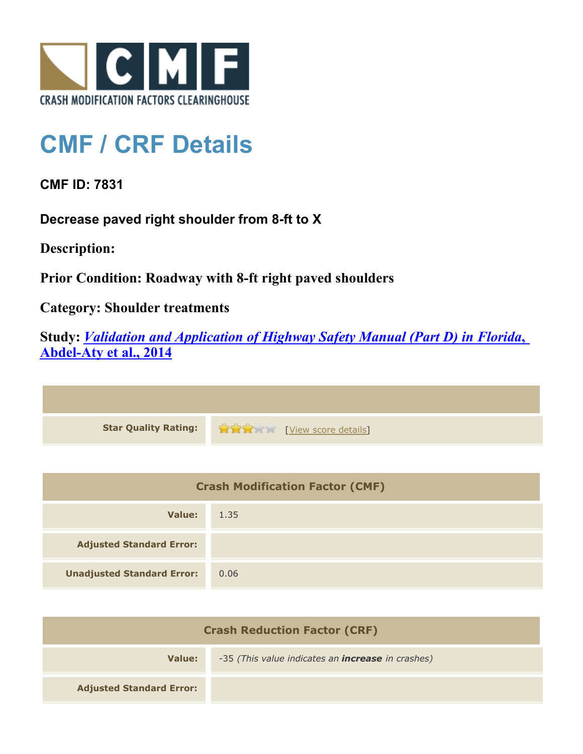CRASH MODIFICATION FACTORS CLEARINGHOUSE

# CMF / CRF Details

**CMF ID: 7831**

**Decrease paved right shoulder from 8-ft to X**

**Description:**

**Prior Condition: Roadway with 8-ft right paved shoulders**

**Category: Shoulder treatments**

**Study:** ***Validation and Application of Highway Safety Manual (Part D) in Florida, Abdel-Aty et al., 2014***

| | |
|---|---|
| **Star Quality Rating:** | [View score details] |

| Crash Modification Factor (CMF) | |
|---|---|
| **Value:** | 1.35 |
| **Adjusted Standard Error:** | |
| **Unadjusted Standard Error:** | 0.06 |

| Crash Reduction Factor (CRF) | |
|---|---|
| **Value:** | -35 *(This value indicates an **increase** in crashes)* |
| **Adjusted Standard Error:** | |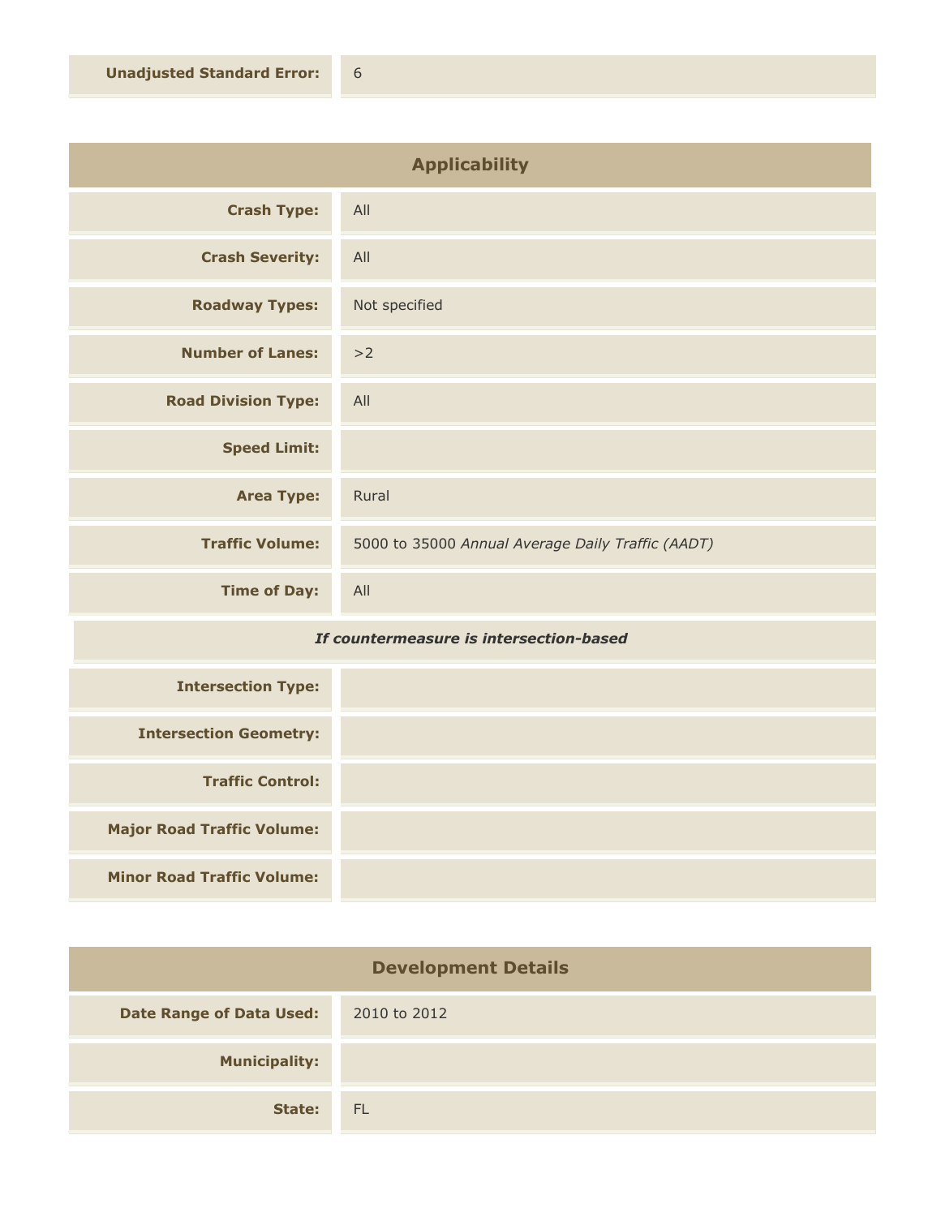| | |
|---|---|
| **Unadjusted Standard Error:** | 6 |

## Applicability

| | |
|---|---|
| **Crash Type:** | All |
| **Crash Severity:** | All |
| **Roadway Types:** | Not specified |
| **Number of Lanes:** | >2 |
| **Road Division Type:** | All |
| **Speed Limit:** | |
| **Area Type:** | Rural |
| **Traffic Volume:** | 5000 to 35000 *Annual Average Daily Traffic (AADT)* |
| **Time of Day:** | All |

***If countermeasure is intersection-based***

| | |
|---|---|
| **Intersection Type:** | |
| **Intersection Geometry:** | |
| **Traffic Control:** | |
| **Major Road Traffic Volume:** | |
| **Minor Road Traffic Volume:** | |

## Development Details

| | |
|---|---|
| **Date Range of Data Used:** | 2010 to 2012 |
| **Municipality:** | |
| **State:** | FL |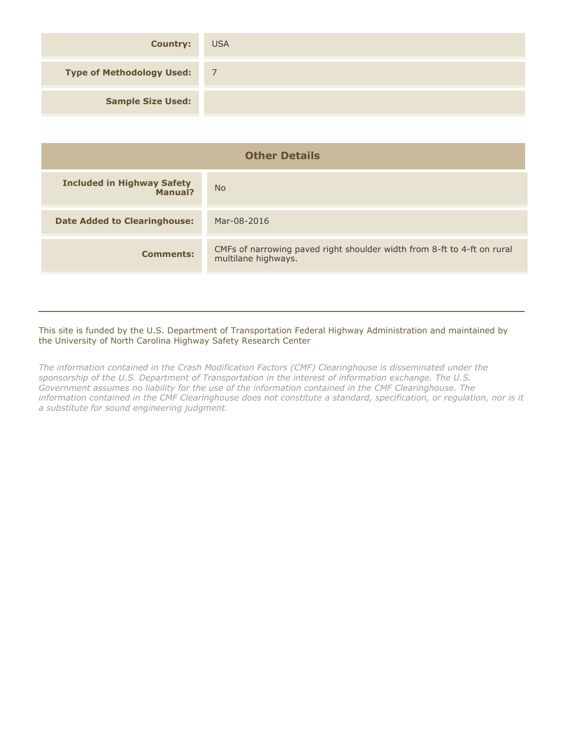| | |
|---|---|
| **Country:** | USA |
| **Type of Methodology Used:** | 7 |
| **Sample Size Used:** | |

## Other Details

| | |
|---|---|
| **Included in Highway Safety Manual?** | No |
| **Date Added to Clearinghouse:** | Mar-08-2016 |
| **Comments:** | CMFs of narrowing paved right shoulder width from 8-ft to 4-ft on rural multilane highways. |

---

This site is funded by the U.S. Department of Transportation Federal Highway Administration and maintained by the University of North Carolina Highway Safety Research Center

*The information contained in the Crash Modification Factors (CMF) Clearinghouse is disseminated under the sponsorship of the U.S. Department of Transportation in the interest of information exchange. The U.S. Government assumes no liability for the use of the information contained in the CMF Clearinghouse. The information contained in the CMF Clearinghouse does not constitute a standard, specification, or regulation, nor is it a substitute for sound engineering judgment.*